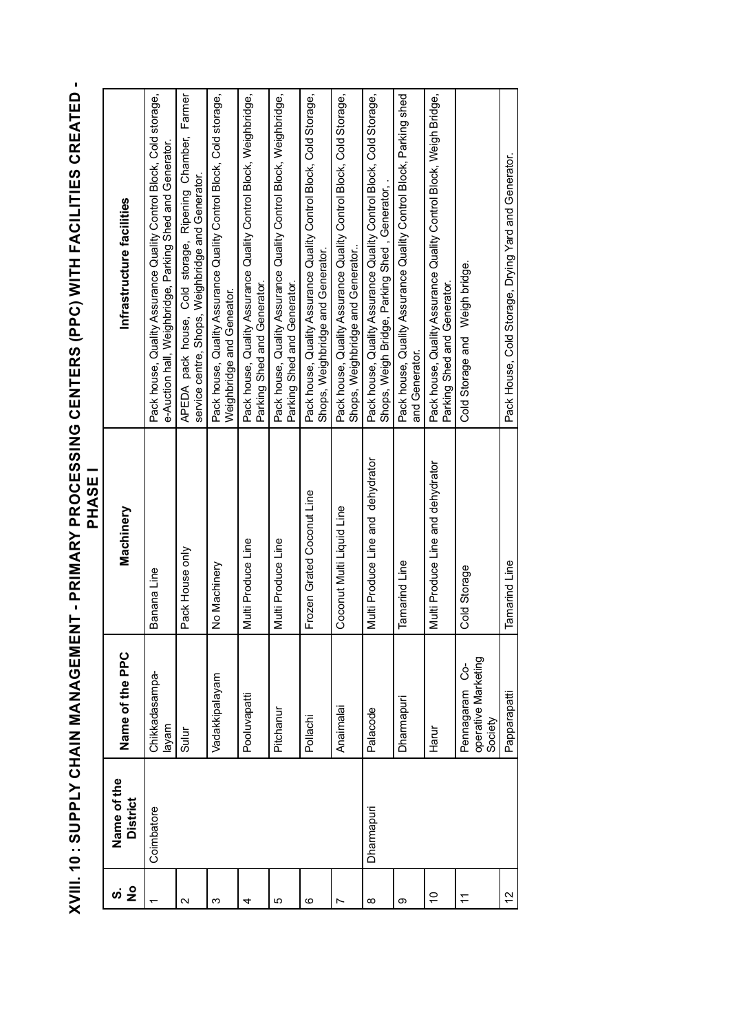# XVIII. 10 : SUPPLY CHAIN MANAGEMENT - PRIMARY PROCESSING CENTERS (PPC) WITH FACILITIES CREATED - PHASE I

| S. No | Name of the District | Name of the PPC | Machinery | Infrastructure facilities |
|---|---|---|---|---|
| 1 | Coimbatore | Chikkadasampalayam | Banana Line | Pack house, Quality Assurance Quality Control Block, Cold storage, e-Auction hall, Weighbridge, Parking Shed and Generator. |
| 2 | | Sulur | Pack House only | APEDA pack house, Cold storage, Ripening Chamber, Farmer service centre, Shops, Weighbridge and Generator. |
| 3 | | Vadakkipalayam | No Machinery | Pack house, Quality Assurance Quality Control Block, Cold storage, Weighbridge and Geneator. |
| 4 | | Pooluvapatti | Multi Produce Line | Pack house, Quality Assurance Quality Control Block, Weighbridge, Parking Shed and Generator. |
| 5 | | Pitchanur | Multi Produce Line | Pack house, Quality Assurance Quality Control Block, Weighbridge, Parking Shed and Generator. |
| 6 | | Pollachi | Frozen Grated Coconut Line | Pack house, Quality Assurance Quality Control Block, Cold Storage, Shops, Weighbridge and Generator. |
| 7 | | Anaimalai | Coconut Multi Liquid Line | Pack house, Quality Assurance Quality Control Block, Cold Storage, Shops, Weighbridge and Generator.. |
| 8 | Dharmapuri | Palacode | Multi Produce Line and dehydrator | Pack house, Quality Assurance Quality Control Block, Cold Storage, Shops, Weigh Bridge, Parking Shed , Generator, . |
| 9 | | Dharmapuri | Tamarind Line | Pack house, Quality Assurance Quality Control Block, Parking shed and Generator. |
| 10 | | Harur | Multi Produce Line and dehydrator | Pack house, Quality Assurance Quality Control Block, Weigh Bridge, Parking Shed and Generator. |
| 11 | | Pennagaram Co-operative Marketing Society | Cold Storage | Cold Storage and Weigh bridge. |
| 12 | | Papparapatti | Tamarind Line | Pack House, Cold Storage, Drying Yard and Generator. |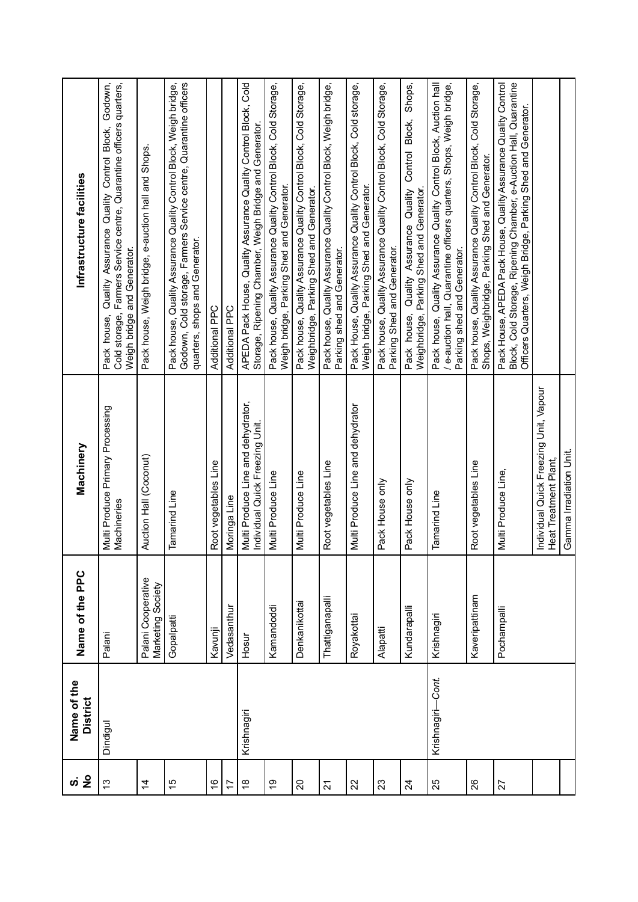| S. No | Name of the District | Name of the PPC | Machinery | Infrastructure facilities |
|---|---|---|---|---|
| 13 | Dindigul | Palani | Multi Produce Primary Processing Machineries | Pack house, Quality Assurance Quality Control Block, Godown, Cold storage, Farmers Service centre, Quarantine officers quarters, Weigh bridge and Generator. |
| 14 | | Palani Cooperative Marketing Society | Auction Hall (Coconut) | Pack house, Weigh bridge, e-auction hall and Shops. |
| 15 | | Gopalpatti | Tamarind Line | Pack house, Quality Assurance Quality Control Block, Weigh bridge, Godown, Cold storage, Farmers Service centre, Quarantine officers quarters, shops and Generator. |
| 16 | | Kavunji | Root vegetables Line | Additional PPC |
| 17 | | Vedasanthur | Moringa Line | Additional PPC |
| 18 | Krishnagiri | Hosur | Multi Produce Line and dehydrator, Individual Quick Freezing Unit. | APEDA Pack House, Quality Assurance Quality Control Block, Cold Storage, Ripening Chamber, Weigh Bridge and Generator. |
| 19 | | Kamandoddi | Multi Produce Line | Pack house, Quality Assurance Quality Control Block, Cold Storage, Weigh bridge, Parking Shed and Generator. |
| 20 | | Denkanikottai | Multi Produce Line | Pack house, Quality Assurance Quality Control Block, Cold Storage, Weighbridge, Parking Shed and Generator. |
| 21 | | Thattiganapalli | Root vegetables Line | Pack house, Quality Assurance Quality Control Block, Weigh bridge, Parking shed and Generator. |
| 22 | | Royakottai | Multi Produce Line and dehydrator | Pack House, Quality Assurance Quality Control Block, Cold storage, Weigh bridge, Parking Shed and Generator. |
| 23 | | Alapatti | Pack House only | Pack house, Quality Assurance Quality Control Block, Cold Storage, Parking Shed and Generator. |
| 24 | | Kundarapalli | Pack House only | Pack house, Quality Assurance Quality Control Block, Shops, Weighbridge, Parking Shed and Generator. |
| 25 | Krishnagiri—*Cont.* | Krishnagiri | Tamarind Line | Pack house, Quality Assurance Quality Control Block, Auction hall / e-auction hall, Quarantine officers quarters, Shops, Weigh bridge, Parking shed and Generator. |
| 26 | | Kaveripattinam | Root vegetables Line | Pack house, Quality Assurance Quality Control Block, Cold Storage, Shops, Weighbridge, Parking Shed and Generator. |
| 27 | | Pochampalli | Multi Produce Line, | Pack House, APEDA Pack House, Quality Assurance Quality Control Block, Cold Storage, Ripening Chamber, e-Auction Hall, Quarantine Officers Quarters, Weigh Bridge, Parking Shed and Generator. |
| | | | Individual Quick Freezing Unit, Vapour Heat Treatment Plant, | |
| | | | Gamma Irradiation Unit. | |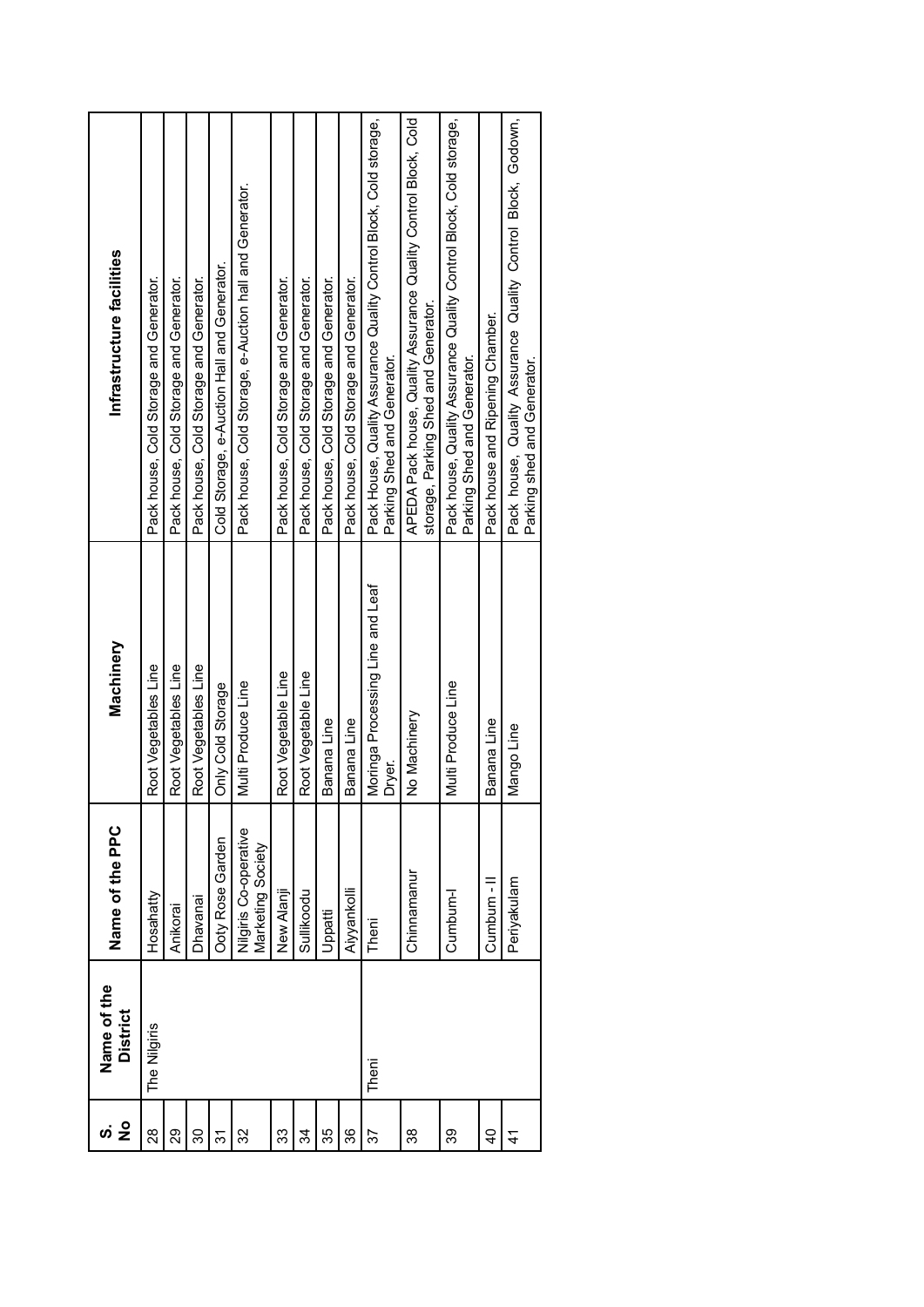| S. No | Name of the District | Name of the PPC | Machinery | Infrastructure facilities |
|---|---|---|---|---|
| 28 | The Nilgiris | Hosahatty | Root Vegetables Line | Pack house, Cold Storage and Generator. |
| 29 | | Anikorai | Root Vegetables Line | Pack house, Cold Storage and Generator. |
| 30 | | Dhavanai | Root Vegetables Line | Pack house, Cold Storage and Generator. |
| 31 | | Ooty Rose Garden | Only Cold Storage | Cold Storage, e-Auction Hall and Generator. |
| 32 | | Nilgiris Co-operative Marketing Society | Multi Produce Line | Pack house, Cold Storage, e-Auction hall and Generator. |
| 33 | | New Alanji | Root Vegetable Line | Pack house, Cold Storage and Generator. |
| 34 | | Sullikoodu | Root Vegetable Line | Pack house, Cold Storage and Generator. |
| 35 | | Uppatti | Banana Line | Pack house, Cold Storage and Generator. |
| 36 | | Aiyyankolli | Banana Line | Pack house, Cold Storage and Generator. |
| 37 | Theni | Theni | Moringa Processing Line and Leaf Dryer. | Pack House, Quality Assurance Quality Control Block, Cold storage, Parking Shed and Generator. |
| 38 | | Chinnamanur | No Machinery | APEDA Pack house, Quality Assurance Quality Control Block, Cold storage, Parking Shed and Generator. |
| 39 | | Cumbum-I | Multi Produce Line | Pack house, Quality Assurance Quality Control Block, Cold storage, Parking Shed and Generator. |
| 40 | | Cumbum - II | Banana Line | Pack house and Ripening Chamber. |
| 41 | | Periyakulam | Mango Line | Pack house, Quality Assurance Quality Control Block, Godown, Parking shed and Generator. |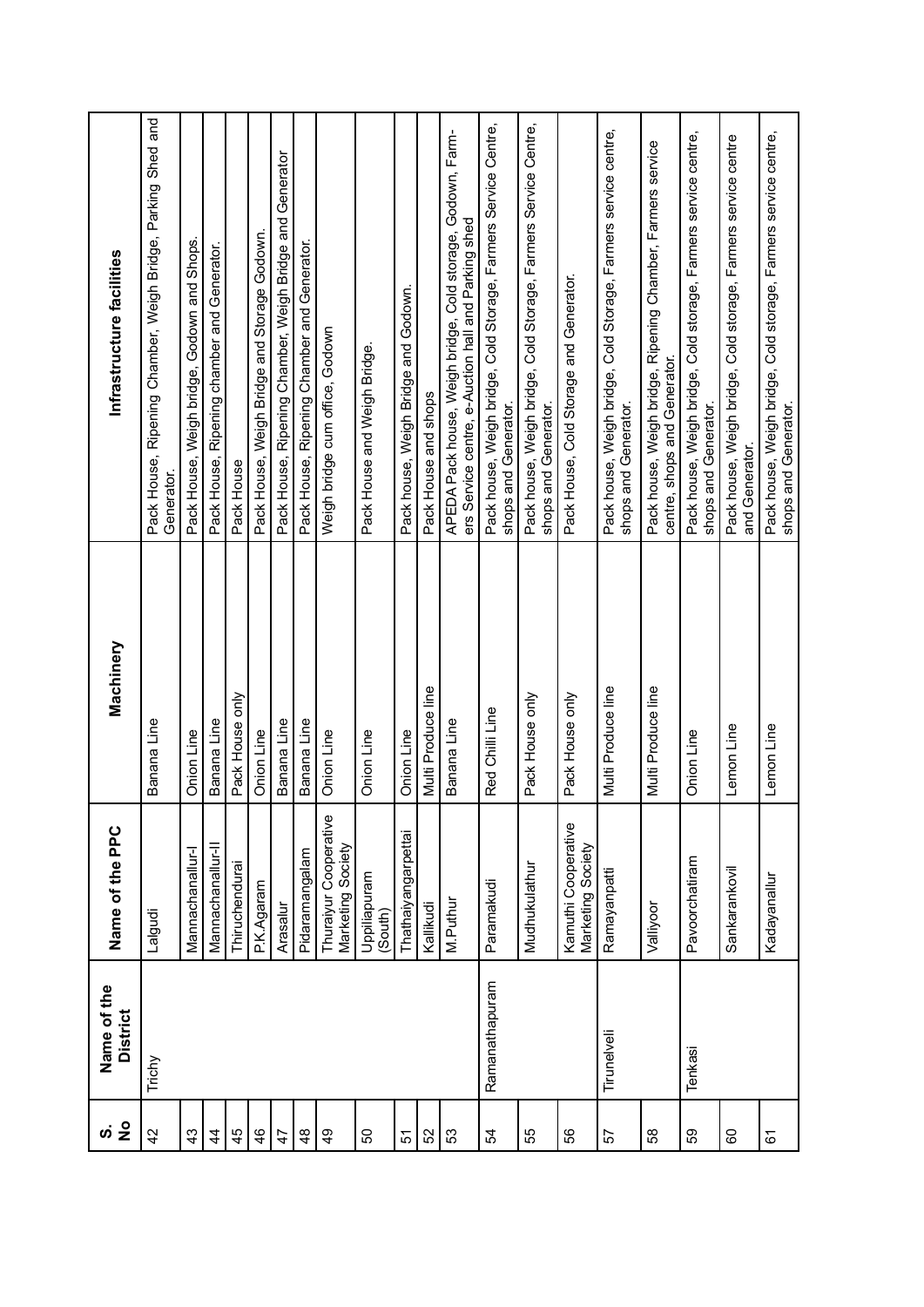| S. No | Name of the District | Name of the PPC | Machinery | Infrastructure facilities |
|---|---|---|---|---|
| 42 | Trichy | Lalgudi | Banana Line | Pack House, Ripening Chamber, Weigh Bridge, Parking Shed and Generator. |
| 43 | | Mannachanallur-I | Onion Line | Pack House, Weigh bridge, Godown and Shops. |
| 44 | | Mannachanallur-II | Banana Line | Pack House, Ripening chamber and Generator. |
| 45 | | Thiruchendurai | Pack House only | Pack House |
| 46 | | P.K.Agaram | Onion Line | Pack House, Weigh Bridge and Storage Godown. |
| 47 | | Arasalur | Banana Line | Pack House, Ripening Chamber, Weigh Bridge and Generator |
| 48 | | Pidaramangalam | Banana Line | Pack House, Ripening Chamber and Generator. |
| 49 | | Thuraiyur Cooperative Marketing Society | Onion Line | Weigh bridge cum office, Godown |
| 50 | | Uppiliapuram (South) | Onion Line | Pack House and Weigh Bridge. |
| 51 | | Thathaiyangarpettai | Onion Line | Pack house, Weigh Bridge and Godown. |
| 52 | | Kallikudi | Multi Produce line | Pack House and shops |
| 53 | | M.Puthur | Banana Line | APEDA Pack house, Weigh bridge, Cold storage, Godown, Farmers Service centre, e-Auction hall and Parking shed |
| 54 | Ramanathapuram | Paramakudi | Red Chilli Line | Pack house, Weigh bridge, Cold Storage, Farmers Service Centre, shops and Generator. |
| 55 | | Mudhukulathur | Pack House only | Pack house, Weigh bridge, Cold Storage, Farmers Service Centre, shops and Generator. |
| 56 | | Kamuthi Cooperative Marketing Society | Pack House only | Pack House, Cold Storage and Generator. |
| 57 | Tirunelveli | Ramayanpatti | Multi Produce line | Pack house, Weigh bridge, Cold Storage, Farmers service centre, shops and Generator. |
| 58 | | Valliyoor | Multi Produce line | Pack house, Weigh bridge, Ripening Chamber, Farmers service centre, shops and Generator. |
| 59 | Tenkasi | Pavoorchatiram | Onion Line | Pack house, Weigh bridge, Cold storage, Farmers service centre, shops and Generator. |
| 60 | | Sankarankovil | Lemon Line | Pack house, Weigh bridge, Cold storage, Farmers service centre and Generator. |
| 61 | | Kadayanallur | Lemon Line | Pack house, Weigh bridge, Cold storage, Farmers service centre, shops and Generator. |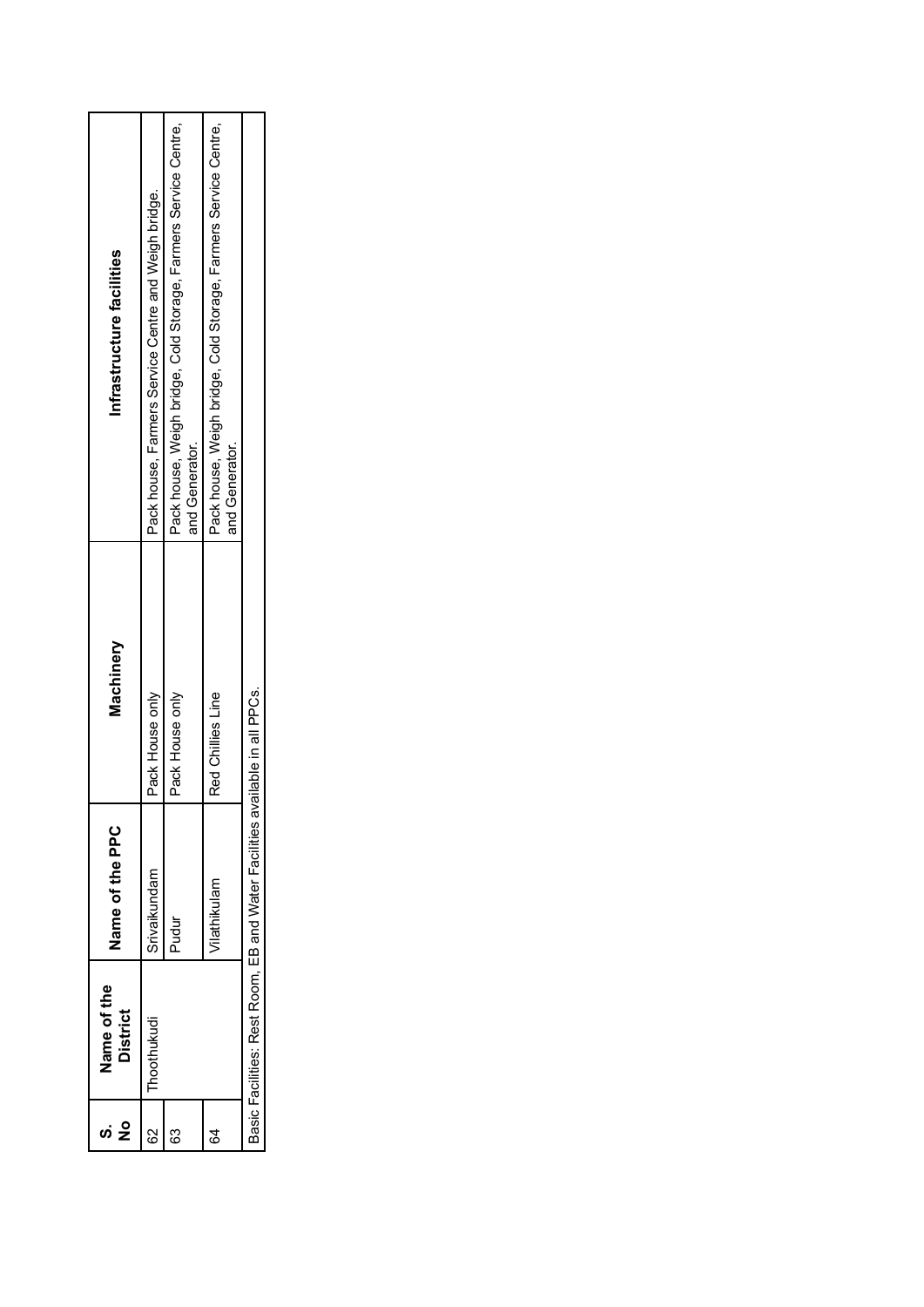| S. No | Name of the District | Name of the PPC | Machinery | Infrastructure facilities |
|---|---|---|---|---|
| 62 | Thoothukudi | Srivaikundam | Pack House only | Pack house, Farmers Service Centre and Weigh bridge. |
| 63 | | Pudur | Pack House only | Pack house, Weigh bridge, Cold Storage, Farmers Service Centre, and Generator. |
| 64 | | Vilathikulam | Red Chillies Line | Pack house, Weigh bridge, Cold Storage, Farmers Service Centre, and Generator. |
| Basic Facilities: Rest Room, EB and Water Facilities available in all PPCs. | | | | |